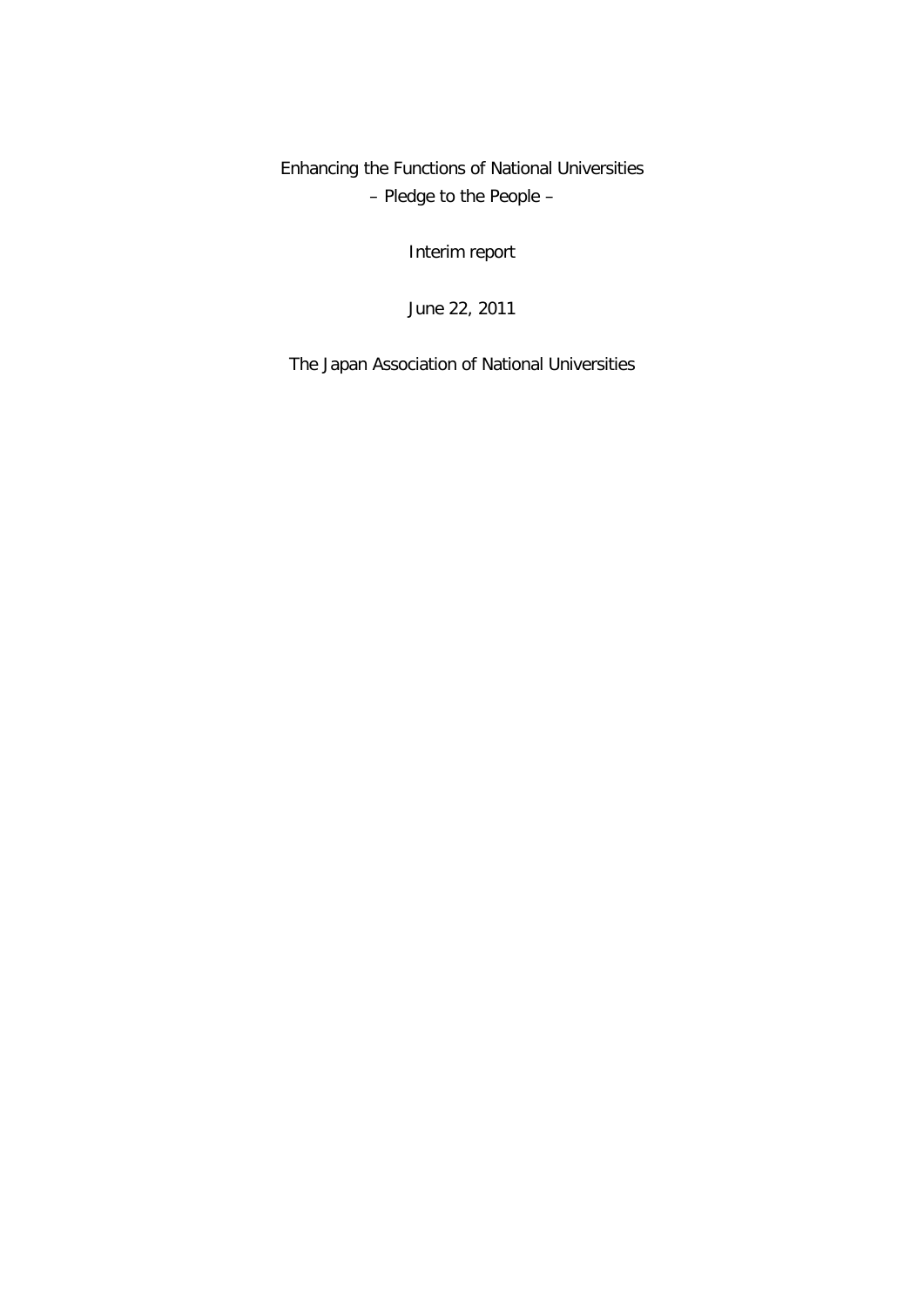# Enhancing the Functions of National Universities

– Pledge to the People –

Interim report

June 22, 2011

The Japan Association of National Universities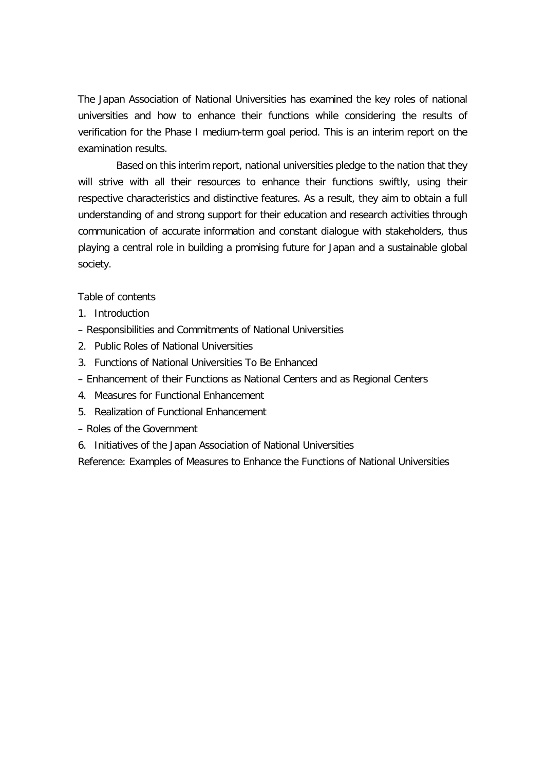The Japan Association of National Universities has examined the key roles of national universities and how to enhance their functions while considering the results of verification for the Phase I medium-term goal period. This is an interim report on the examination results.

Based on this interim report, national universities pledge to the nation that they will strive with all their resources to enhance their functions swiftly, using their respective characteristics and distinctive features. As a result, they aim to obtain a full understanding of and strong support for their education and research activities through communication of accurate information and constant dialogue with stakeholders, thus playing a central role in building a promising future for Japan and a sustainable global society.

Table of contents

1. Introduction

– Responsibilities and Commitments of National Universities

2. Public Roles of National Universities

3. Functions of National Universities To Be Enhanced

– Enhancement of their Functions as National Centers and as Regional Centers

4. Measures for Functional Enhancement

5. Realization of Functional Enhancement

– Roles of the Government

6. Initiatives of the Japan Association of National Universities

Reference: Examples of Measures to Enhance the Functions of National Universities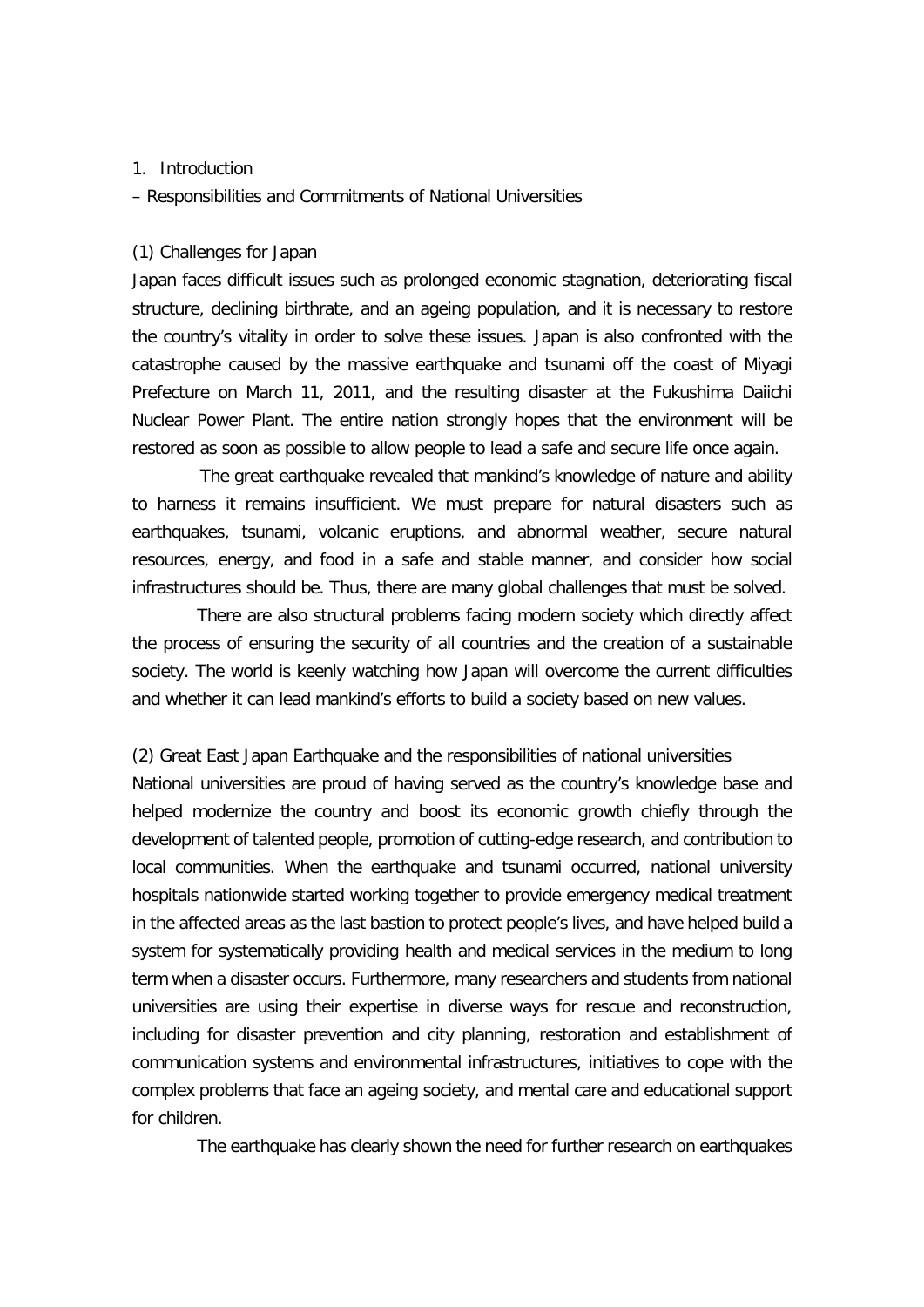## 1. Introduction

– Responsibilities and Commitments of National Universities

### (1) Challenges for Japan

Japan faces difficult issues such as prolonged economic stagnation, deteriorating fiscal structure, declining birthrate, and an ageing population, and it is necessary to restore the country's vitality in order to solve these issues. Japan is also confronted with the catastrophe caused by the massive earthquake and tsunami off the coast of Miyagi Prefecture on March 11, 2011, and the resulting disaster at the Fukushima Daiichi Nuclear Power Plant. The entire nation strongly hopes that the environment will be restored as soon as possible to allow people to lead a safe and secure life once again.

The great earthquake revealed that mankind's knowledge of nature and ability to harness it remains insufficient. We must prepare for natural disasters such as earthquakes, tsunami, volcanic eruptions, and abnormal weather, secure natural resources, energy, and food in a safe and stable manner, and consider how social infrastructures should be. Thus, there are many global challenges that must be solved.

There are also structural problems facing modern society which directly affect the process of ensuring the security of all countries and the creation of a sustainable society. The world is keenly watching how Japan will overcome the current difficulties and whether it can lead mankind's efforts to build a society based on new values.

### (2) Great East Japan Earthquake and the responsibilities of national universities

National universities are proud of having served as the country's knowledge base and helped modernize the country and boost its economic growth chiefly through the development of talented people, promotion of cutting-edge research, and contribution to local communities. When the earthquake and tsunami occurred, national university hospitals nationwide started working together to provide emergency medical treatment in the affected areas as the last bastion to protect people's lives, and have helped build a system for systematically providing health and medical services in the medium to long term when a disaster occurs. Furthermore, many researchers and students from national universities are using their expertise in diverse ways for rescue and reconstruction, including for disaster prevention and city planning, restoration and establishment of communication systems and environmental infrastructures, initiatives to cope with the complex problems that face an ageing society, and mental care and educational support for children.

The earthquake has clearly shown the need for further research on earthquakes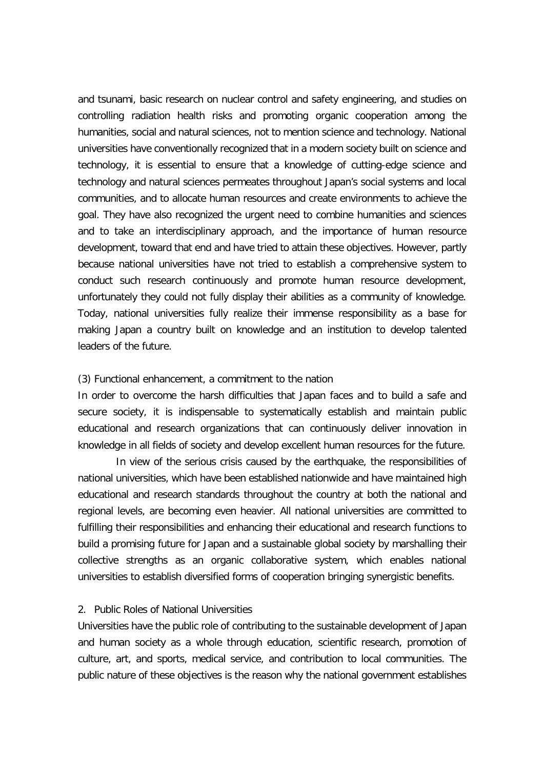and tsunami, basic research on nuclear control and safety engineering, and studies on controlling radiation health risks and promoting organic cooperation among the humanities, social and natural sciences, not to mention science and technology. National universities have conventionally recognized that in a modern society built on science and technology, it is essential to ensure that a knowledge of cutting-edge science and technology and natural sciences permeates throughout Japan's social systems and local communities, and to allocate human resources and create environments to achieve the goal. They have also recognized the urgent need to combine humanities and sciences and to take an interdisciplinary approach, and the importance of human resource development, toward that end and have tried to attain these objectives. However, partly because national universities have not tried to establish a comprehensive system to conduct such research continuously and promote human resource development, unfortunately they could not fully display their abilities as a community of knowledge. Today, national universities fully realize their immense responsibility as a base for making Japan a country built on knowledge and an institution to develop talented leaders of the future.

### (3) Functional enhancement, a commitment to the nation

In order to overcome the harsh difficulties that Japan faces and to build a safe and secure society, it is indispensable to systematically establish and maintain public educational and research organizations that can continuously deliver innovation in knowledge in all fields of society and develop excellent human resources for the future.

In view of the serious crisis caused by the earthquake, the responsibilities of national universities, which have been established nationwide and have maintained high educational and research standards throughout the country at both the national and regional levels, are becoming even heavier. All national universities are committed to fulfilling their responsibilities and enhancing their educational and research functions to build a promising future for Japan and a sustainable global society by marshalling their collective strengths as an organic collaborative system, which enables national universities to establish diversified forms of cooperation bringing synergistic benefits.

## 2. Public Roles of National Universities

Universities have the public role of contributing to the sustainable development of Japan and human society as a whole through education, scientific research, promotion of culture, art, and sports, medical service, and contribution to local communities. The public nature of these objectives is the reason why the national government establishes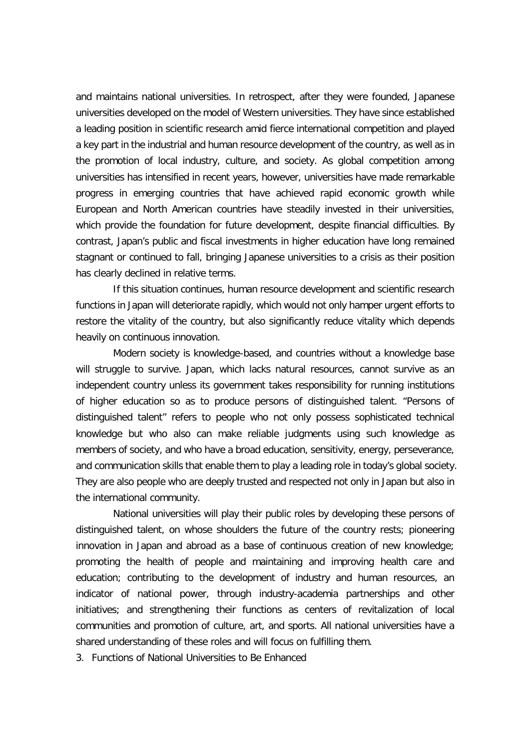and maintains national universities. In retrospect, after they were founded, Japanese universities developed on the model of Western universities. They have since established a leading position in scientific research amid fierce international competition and played a key part in the industrial and human resource development of the country, as well as in the promotion of local industry, culture, and society. As global competition among universities has intensified in recent years, however, universities have made remarkable progress in emerging countries that have achieved rapid economic growth while European and North American countries have steadily invested in their universities, which provide the foundation for future development, despite financial difficulties. By contrast, Japan's public and fiscal investments in higher education have long remained stagnant or continued to fall, bringing Japanese universities to a crisis as their position has clearly declined in relative terms.

If this situation continues, human resource development and scientific research functions in Japan will deteriorate rapidly, which would not only hamper urgent efforts to restore the vitality of the country, but also significantly reduce vitality which depends heavily on continuous innovation.

Modern society is knowledge-based, and countries without a knowledge base will struggle to survive. Japan, which lacks natural resources, cannot survive as an independent country unless its government takes responsibility for running institutions of higher education so as to produce persons of distinguished talent. "Persons of distinguished talent" refers to people who not only possess sophisticated technical knowledge but who also can make reliable judgments using such knowledge as members of society, and who have a broad education, sensitivity, energy, perseverance, and communication skills that enable them to play a leading role in today's global society. They are also people who are deeply trusted and respected not only in Japan but also in the international community.

National universities will play their public roles by developing these persons of distinguished talent, on whose shoulders the future of the country rests; pioneering innovation in Japan and abroad as a base of continuous creation of new knowledge; promoting the health of people and maintaining and improving health care and education; contributing to the development of industry and human resources, an indicator of national power, through industry-academia partnerships and other initiatives; and strengthening their functions as centers of revitalization of local communities and promotion of culture, art, and sports. All national universities have a shared understanding of these roles and will focus on fulfilling them.

## 3. Functions of National Universities to Be Enhanced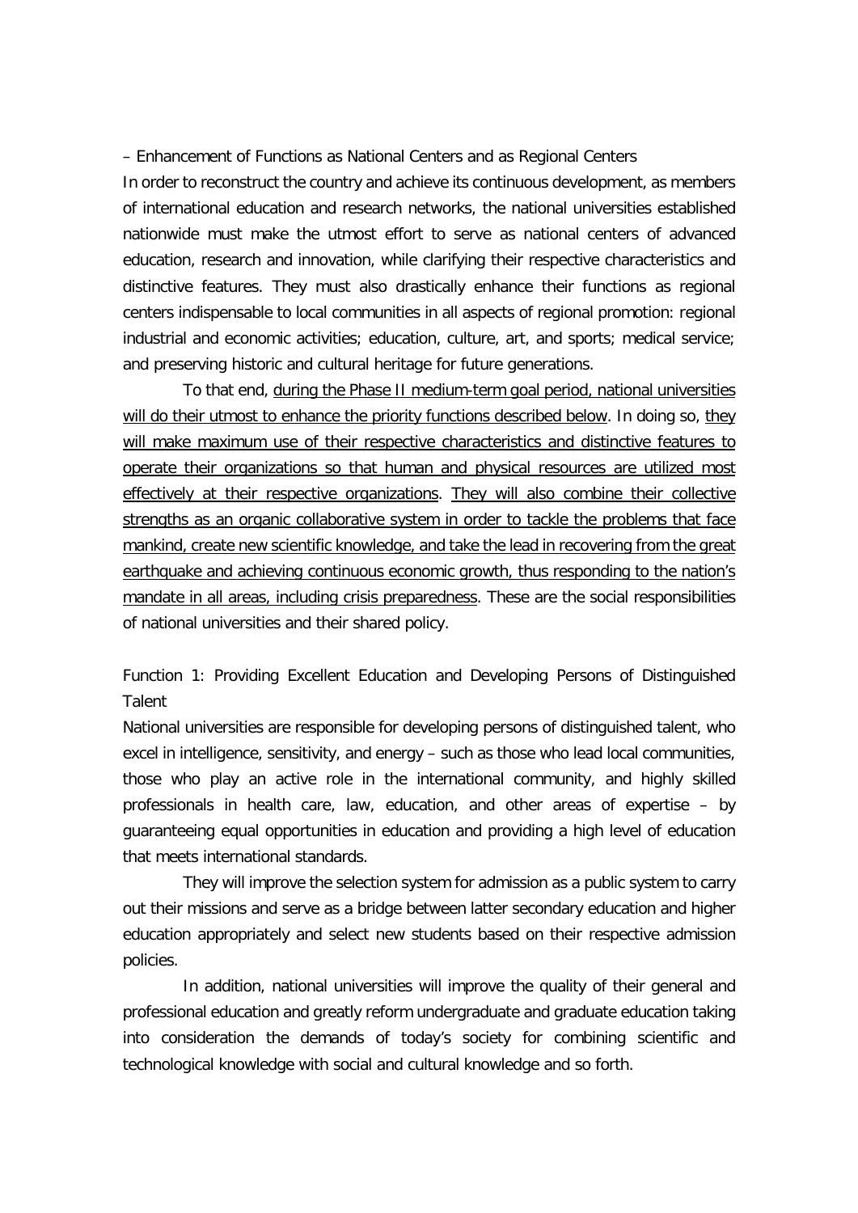– Enhancement of Functions as National Centers and as Regional Centers

In order to reconstruct the country and achieve its continuous development, as members of international education and research networks, the national universities established nationwide must make the utmost effort to serve as national centers of advanced education, research and innovation, while clarifying their respective characteristics and distinctive features. They must also drastically enhance their functions as regional centers indispensable to local communities in all aspects of regional promotion: regional industrial and economic activities; education, culture, art, and sports; medical service; and preserving historic and cultural heritage for future generations.

To that end, <u>during the Phase II medium-term goal period, national universities will do their utmost to enhance the priority functions described below</u>. In doing so, <u>they will make maximum use of their respective characteristics and distinctive features to operate their organizations so that human and physical resources are utilized most effectively at their respective organizations</u>. <u>They will also combine their collective strengths as an organic collaborative system in order to tackle the problems that face mankind, create new scientific knowledge, and take the lead in recovering from the great earthquake and achieving continuous economic growth, thus responding to the nation's mandate in all areas, including crisis preparedness</u>. These are the social responsibilities of national universities and their shared policy.

Function 1: Providing Excellent Education and Developing Persons of Distinguished Talent

National universities are responsible for developing persons of distinguished talent, who excel in intelligence, sensitivity, and energy – such as those who lead local communities, those who play an active role in the international community, and highly skilled professionals in health care, law, education, and other areas of expertise – by guaranteeing equal opportunities in education and providing a high level of education that meets international standards.

They will improve the selection system for admission as a public system to carry out their missions and serve as a bridge between latter secondary education and higher education appropriately and select new students based on their respective admission policies.

In addition, national universities will improve the quality of their general and professional education and greatly reform undergraduate and graduate education taking into consideration the demands of today's society for combining scientific and technological knowledge with social and cultural knowledge and so forth.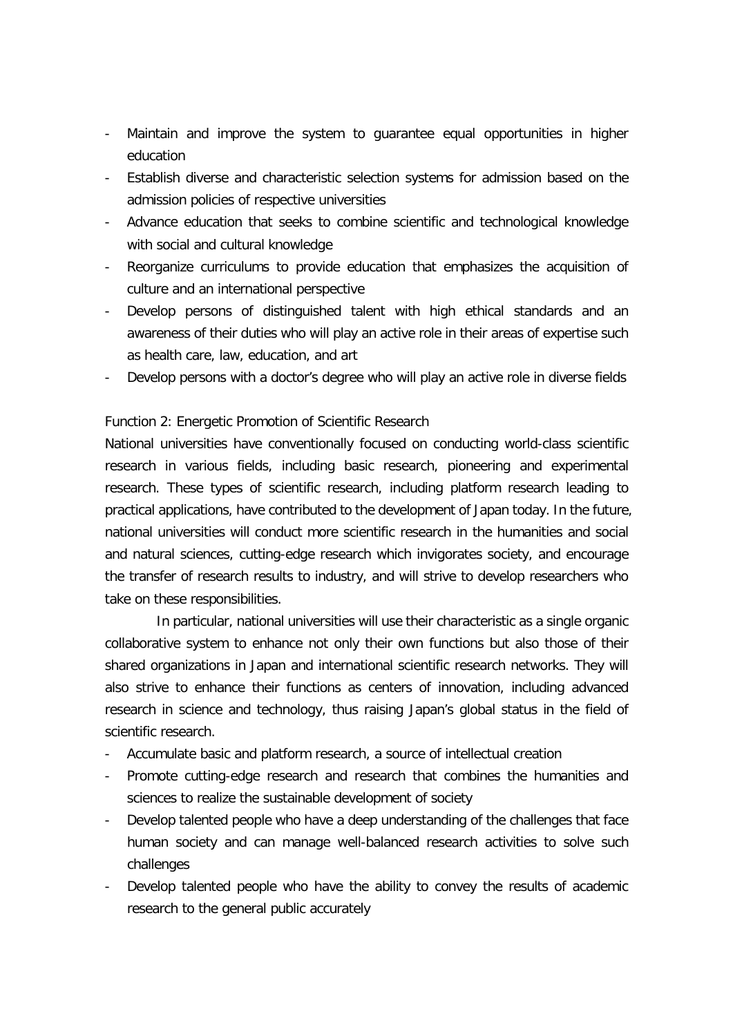- Maintain and improve the system to guarantee equal opportunities in higher education
- Establish diverse and characteristic selection systems for admission based on the admission policies of respective universities
- Advance education that seeks to combine scientific and technological knowledge with social and cultural knowledge
- Reorganize curriculums to provide education that emphasizes the acquisition of culture and an international perspective
- Develop persons of distinguished talent with high ethical standards and an awareness of their duties who will play an active role in their areas of expertise such as health care, law, education, and art
- Develop persons with a doctor's degree who will play an active role in diverse fields

Function 2: Energetic Promotion of Scientific Research

National universities have conventionally focused on conducting world-class scientific research in various fields, including basic research, pioneering and experimental research. These types of scientific research, including platform research leading to practical applications, have contributed to the development of Japan today. In the future, national universities will conduct more scientific research in the humanities and social and natural sciences, cutting-edge research which invigorates society, and encourage the transfer of research results to industry, and will strive to develop researchers who take on these responsibilities.

In particular, national universities will use their characteristic as a single organic collaborative system to enhance not only their own functions but also those of their shared organizations in Japan and international scientific research networks. They will also strive to enhance their functions as centers of innovation, including advanced research in science and technology, thus raising Japan's global status in the field of scientific research.

- Accumulate basic and platform research, a source of intellectual creation
- Promote cutting-edge research and research that combines the humanities and sciences to realize the sustainable development of society
- Develop talented people who have a deep understanding of the challenges that face human society and can manage well-balanced research activities to solve such challenges
- Develop talented people who have the ability to convey the results of academic research to the general public accurately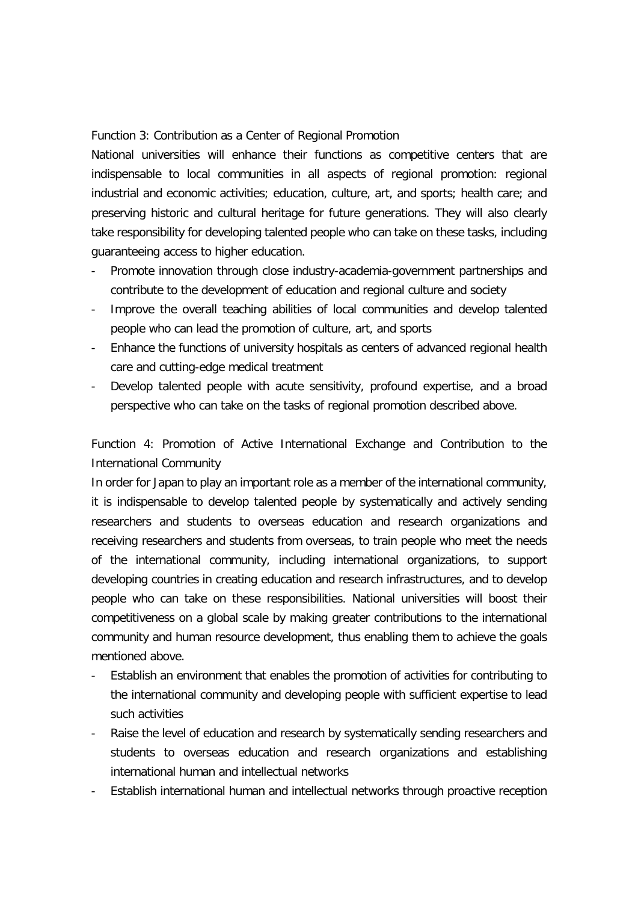Function 3: Contribution as a Center of Regional Promotion

National universities will enhance their functions as competitive centers that are indispensable to local communities in all aspects of regional promotion: regional industrial and economic activities; education, culture, art, and sports; health care; and preserving historic and cultural heritage for future generations. They will also clearly take responsibility for developing talented people who can take on these tasks, including guaranteeing access to higher education.

- Promote innovation through close industry-academia-government partnerships and contribute to the development of education and regional culture and society
- Improve the overall teaching abilities of local communities and develop talented people who can lead the promotion of culture, art, and sports
- Enhance the functions of university hospitals as centers of advanced regional health care and cutting-edge medical treatment
- Develop talented people with acute sensitivity, profound expertise, and a broad perspective who can take on the tasks of regional promotion described above.

Function 4: Promotion of Active International Exchange and Contribution to the International Community

In order for Japan to play an important role as a member of the international community, it is indispensable to develop talented people by systematically and actively sending researchers and students to overseas education and research organizations and receiving researchers and students from overseas, to train people who meet the needs of the international community, including international organizations, to support developing countries in creating education and research infrastructures, and to develop people who can take on these responsibilities. National universities will boost their competitiveness on a global scale by making greater contributions to the international community and human resource development, thus enabling them to achieve the goals mentioned above.

- Establish an environment that enables the promotion of activities for contributing to the international community and developing people with sufficient expertise to lead such activities
- Raise the level of education and research by systematically sending researchers and students to overseas education and research organizations and establishing international human and intellectual networks
- Establish international human and intellectual networks through proactive reception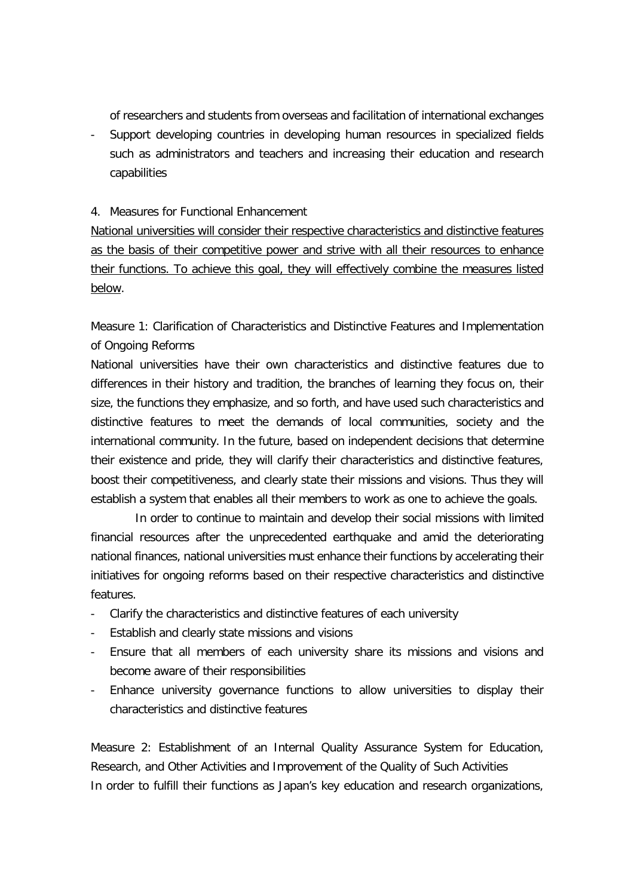of researchers and students from overseas and facilitation of international exchanges

- Support developing countries in developing human resources in specialized fields such as administrators and teachers and increasing their education and research capabilities

4. Measures for Functional Enhancement

<u>National universities will consider their respective characteristics and distinctive features as the basis of their competitive power and strive with all their resources to enhance their functions. To achieve this goal, they will effectively combine the measures listed below</u>.

Measure 1: Clarification of Characteristics and Distinctive Features and Implementation of Ongoing Reforms

National universities have their own characteristics and distinctive features due to differences in their history and tradition, the branches of learning they focus on, their size, the functions they emphasize, and so forth, and have used such characteristics and distinctive features to meet the demands of local communities, society and the international community. In the future, based on independent decisions that determine their existence and pride, they will clarify their characteristics and distinctive features, boost their competitiveness, and clearly state their missions and visions. Thus they will establish a system that enables all their members to work as one to achieve the goals.

In order to continue to maintain and develop their social missions with limited financial resources after the unprecedented earthquake and amid the deteriorating national finances, national universities must enhance their functions by accelerating their initiatives for ongoing reforms based on their respective characteristics and distinctive features.

- Clarify the characteristics and distinctive features of each university
- Establish and clearly state missions and visions
- Ensure that all members of each university share its missions and visions and become aware of their responsibilities
- Enhance university governance functions to allow universities to display their characteristics and distinctive features

Measure 2: Establishment of an Internal Quality Assurance System for Education, Research, and Other Activities and Improvement of the Quality of Such Activities

In order to fulfill their functions as Japan’s key education and research organizations,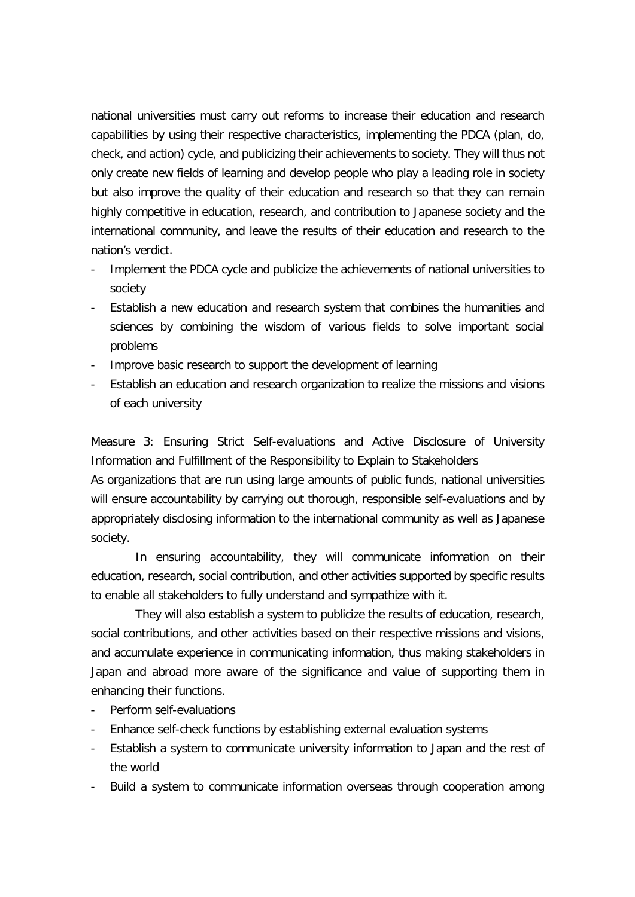national universities must carry out reforms to increase their education and research capabilities by using their respective characteristics, implementing the PDCA (plan, do, check, and action) cycle, and publicizing their achievements to society. They will thus not only create new fields of learning and develop people who play a leading role in society but also improve the quality of their education and research so that they can remain highly competitive in education, research, and contribution to Japanese society and the international community, and leave the results of their education and research to the nation's verdict.

- Implement the PDCA cycle and publicize the achievements of national universities to society
- Establish a new education and research system that combines the humanities and sciences by combining the wisdom of various fields to solve important social problems
- Improve basic research to support the development of learning
- Establish an education and research organization to realize the missions and visions of each university

Measure 3: Ensuring Strict Self-evaluations and Active Disclosure of University Information and Fulfillment of the Responsibility to Explain to Stakeholders

As organizations that are run using large amounts of public funds, national universities will ensure accountability by carrying out thorough, responsible self-evaluations and by appropriately disclosing information to the international community as well as Japanese society.

In ensuring accountability, they will communicate information on their education, research, social contribution, and other activities supported by specific results to enable all stakeholders to fully understand and sympathize with it.

They will also establish a system to publicize the results of education, research, social contributions, and other activities based on their respective missions and visions, and accumulate experience in communicating information, thus making stakeholders in Japan and abroad more aware of the significance and value of supporting them in enhancing their functions.

- Perform self-evaluations
- Enhance self-check functions by establishing external evaluation systems
- Establish a system to communicate university information to Japan and the rest of the world
- Build a system to communicate information overseas through cooperation among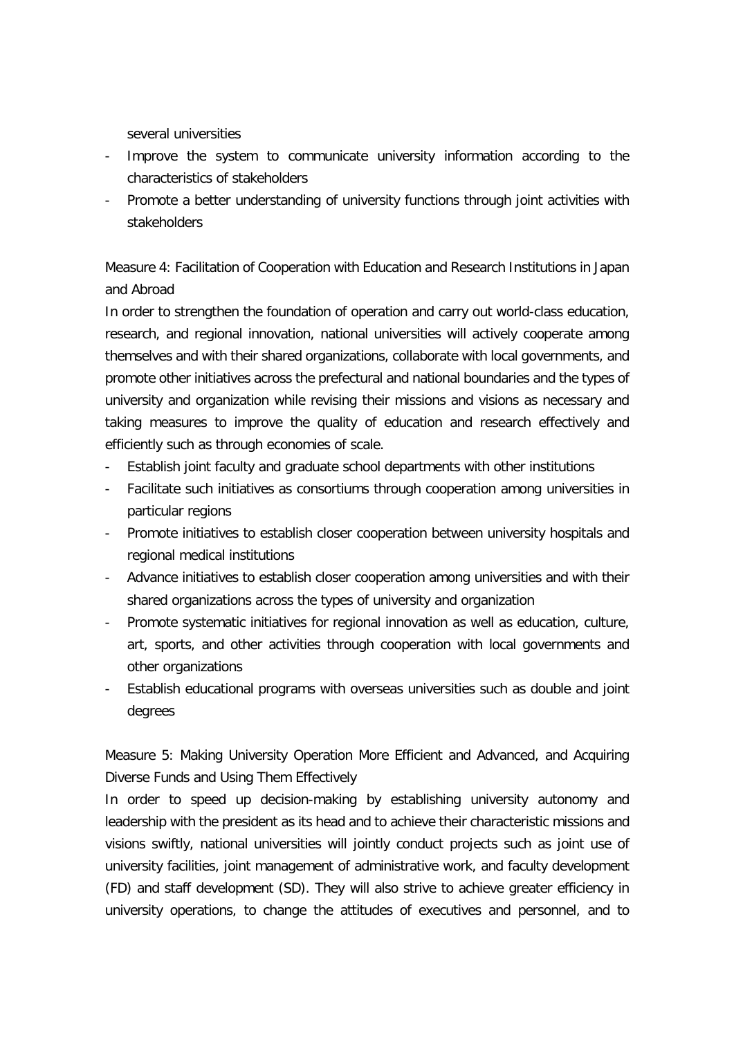several universities

- Improve the system to communicate university information according to the characteristics of stakeholders
- Promote a better understanding of university functions through joint activities with stakeholders

Measure 4: Facilitation of Cooperation with Education and Research Institutions in Japan and Abroad

In order to strengthen the foundation of operation and carry out world-class education, research, and regional innovation, national universities will actively cooperate among themselves and with their shared organizations, collaborate with local governments, and promote other initiatives across the prefectural and national boundaries and the types of university and organization while revising their missions and visions as necessary and taking measures to improve the quality of education and research effectively and efficiently such as through economies of scale.

- Establish joint faculty and graduate school departments with other institutions
- Facilitate such initiatives as consortiums through cooperation among universities in particular regions
- Promote initiatives to establish closer cooperation between university hospitals and regional medical institutions
- Advance initiatives to establish closer cooperation among universities and with their shared organizations across the types of university and organization
- Promote systematic initiatives for regional innovation as well as education, culture, art, sports, and other activities through cooperation with local governments and other organizations
- Establish educational programs with overseas universities such as double and joint degrees

Measure 5: Making University Operation More Efficient and Advanced, and Acquiring Diverse Funds and Using Them Effectively

In order to speed up decision-making by establishing university autonomy and leadership with the president as its head and to achieve their characteristic missions and visions swiftly, national universities will jointly conduct projects such as joint use of university facilities, joint management of administrative work, and faculty development (FD) and staff development (SD). They will also strive to achieve greater efficiency in university operations, to change the attitudes of executives and personnel, and to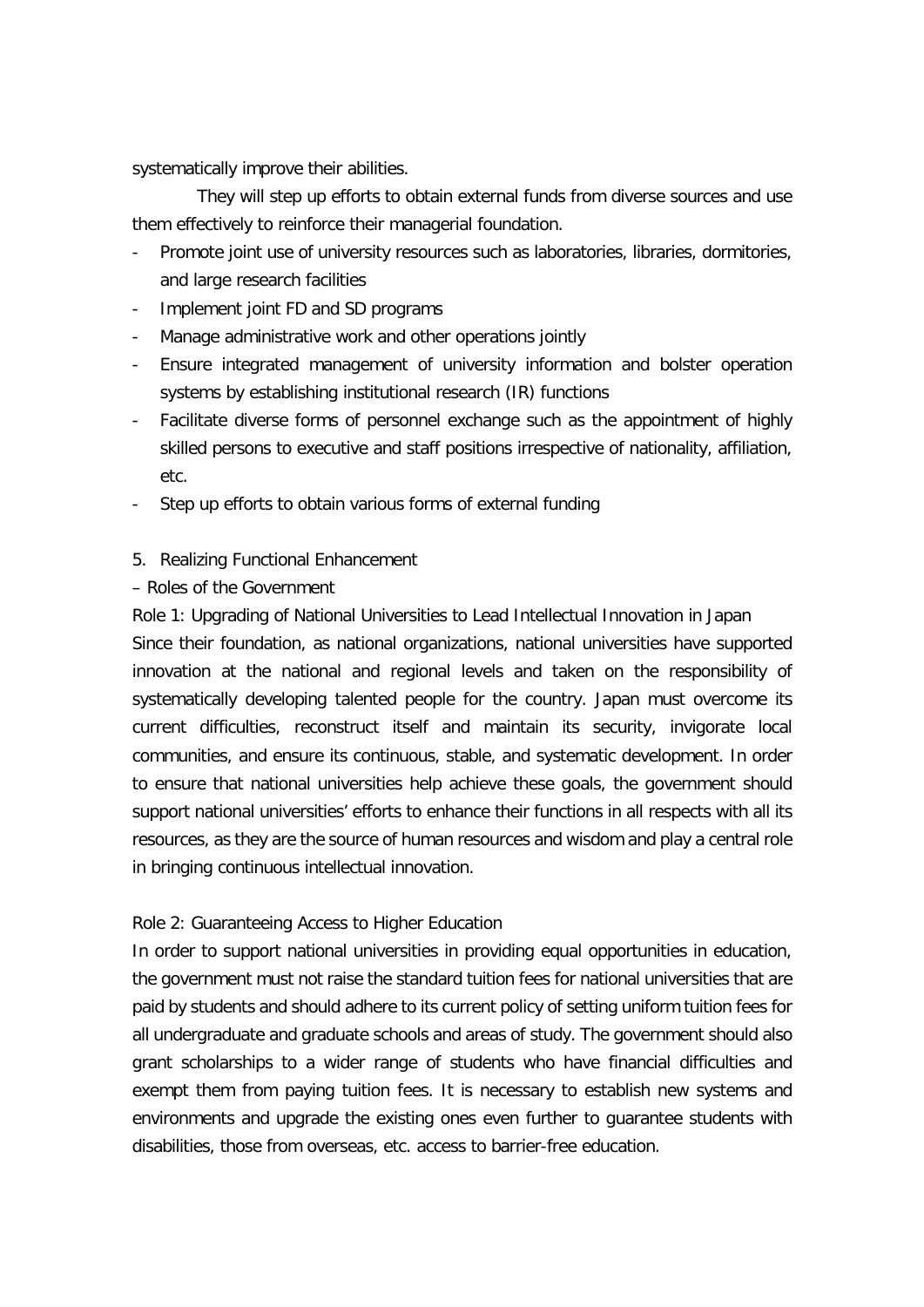systematically improve their abilities.

They will step up efforts to obtain external funds from diverse sources and use them effectively to reinforce their managerial foundation.

- Promote joint use of university resources such as laboratories, libraries, dormitories, and large research facilities
- Implement joint FD and SD programs
- Manage administrative work and other operations jointly
- Ensure integrated management of university information and bolster operation systems by establishing institutional research (IR) functions
- Facilitate diverse forms of personnel exchange such as the appointment of highly skilled persons to executive and staff positions irrespective of nationality, affiliation, etc.
- Step up efforts to obtain various forms of external funding

## 5. Realizing Functional Enhancement

### – Roles of the Government

#### Role 1: Upgrading of National Universities to Lead Intellectual Innovation in Japan

Since their foundation, as national organizations, national universities have supported innovation at the national and regional levels and taken on the responsibility of systematically developing talented people for the country. Japan must overcome its current difficulties, reconstruct itself and maintain its security, invigorate local communities, and ensure its continuous, stable, and systematic development. In order to ensure that national universities help achieve these goals, the government should support national universities' efforts to enhance their functions in all respects with all its resources, as they are the source of human resources and wisdom and play a central role in bringing continuous intellectual innovation.

#### Role 2: Guaranteeing Access to Higher Education

In order to support national universities in providing equal opportunities in education, the government must not raise the standard tuition fees for national universities that are paid by students and should adhere to its current policy of setting uniform tuition fees for all undergraduate and graduate schools and areas of study. The government should also grant scholarships to a wider range of students who have financial difficulties and exempt them from paying tuition fees. It is necessary to establish new systems and environments and upgrade the existing ones even further to guarantee students with disabilities, those from overseas, etc. access to barrier-free education.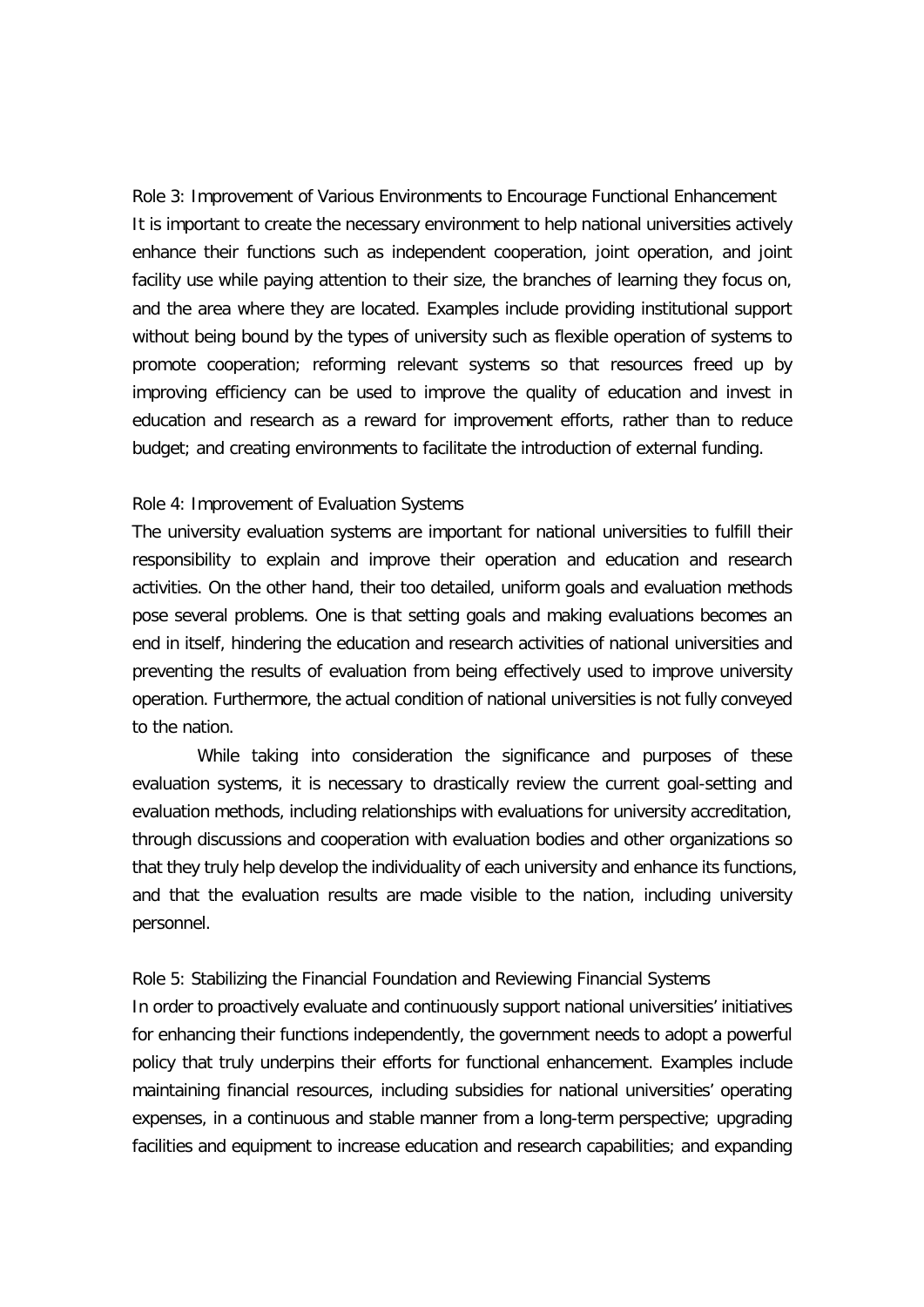### Role 3: Improvement of Various Environments to Encourage Functional Enhancement

It is important to create the necessary environment to help national universities actively enhance their functions such as independent cooperation, joint operation, and joint facility use while paying attention to their size, the branches of learning they focus on, and the area where they are located. Examples include providing institutional support without being bound by the types of university such as flexible operation of systems to promote cooperation; reforming relevant systems so that resources freed up by improving efficiency can be used to improve the quality of education and invest in education and research as a reward for improvement efforts, rather than to reduce budget; and creating environments to facilitate the introduction of external funding.

### Role 4: Improvement of Evaluation Systems

The university evaluation systems are important for national universities to fulfill their responsibility to explain and improve their operation and education and research activities. On the other hand, their too detailed, uniform goals and evaluation methods pose several problems. One is that setting goals and making evaluations becomes an end in itself, hindering the education and research activities of national universities and preventing the results of evaluation from being effectively used to improve university operation. Furthermore, the actual condition of national universities is not fully conveyed to the nation.

While taking into consideration the significance and purposes of these evaluation systems, it is necessary to drastically review the current goal-setting and evaluation methods, including relationships with evaluations for university accreditation, through discussions and cooperation with evaluation bodies and other organizations so that they truly help develop the individuality of each university and enhance its functions, and that the evaluation results are made visible to the nation, including university personnel.

### Role 5: Stabilizing the Financial Foundation and Reviewing Financial Systems

In order to proactively evaluate and continuously support national universities' initiatives for enhancing their functions independently, the government needs to adopt a powerful policy that truly underpins their efforts for functional enhancement. Examples include maintaining financial resources, including subsidies for national universities' operating expenses, in a continuous and stable manner from a long-term perspective; upgrading facilities and equipment to increase education and research capabilities; and expanding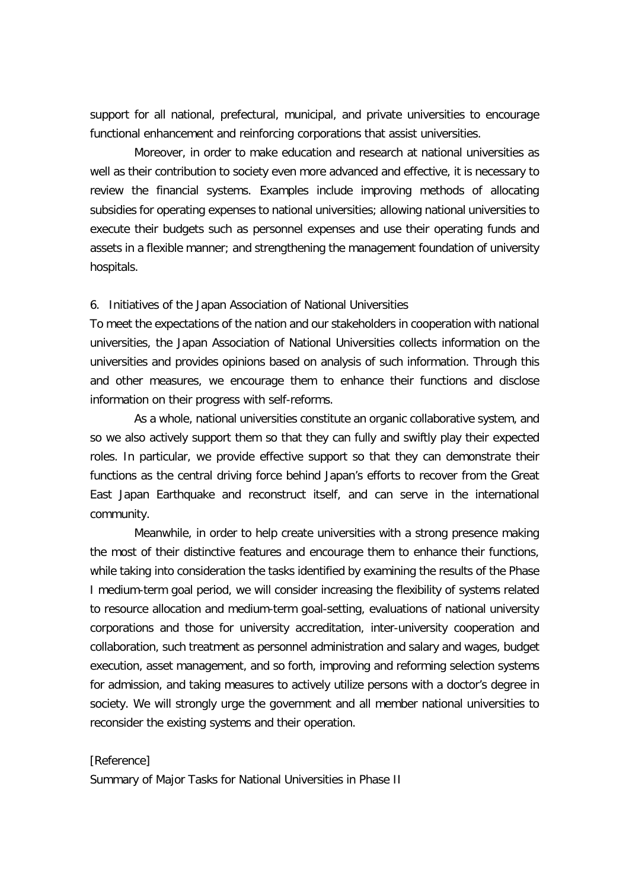support for all national, prefectural, municipal, and private universities to encourage functional enhancement and reinforcing corporations that assist universities.

Moreover, in order to make education and research at national universities as well as their contribution to society even more advanced and effective, it is necessary to review the financial systems. Examples include improving methods of allocating subsidies for operating expenses to national universities; allowing national universities to execute their budgets such as personnel expenses and use their operating funds and assets in a flexible manner; and strengthening the management foundation of university hospitals.

## 6. Initiatives of the Japan Association of National Universities

To meet the expectations of the nation and our stakeholders in cooperation with national universities, the Japan Association of National Universities collects information on the universities and provides opinions based on analysis of such information. Through this and other measures, we encourage them to enhance their functions and disclose information on their progress with self-reforms.

As a whole, national universities constitute an organic collaborative system, and so we also actively support them so that they can fully and swiftly play their expected roles. In particular, we provide effective support so that they can demonstrate their functions as the central driving force behind Japan's efforts to recover from the Great East Japan Earthquake and reconstruct itself, and can serve in the international community.

Meanwhile, in order to help create universities with a strong presence making the most of their distinctive features and encourage them to enhance their functions, while taking into consideration the tasks identified by examining the results of the Phase I medium-term goal period, we will consider increasing the flexibility of systems related to resource allocation and medium-term goal-setting, evaluations of national university corporations and those for university accreditation, inter-university cooperation and collaboration, such treatment as personnel administration and salary and wages, budget execution, asset management, and so forth, improving and reforming selection systems for admission, and taking measures to actively utilize persons with a doctor's degree in society. We will strongly urge the government and all member national universities to reconsider the existing systems and their operation.

[Reference]

Summary of Major Tasks for National Universities in Phase II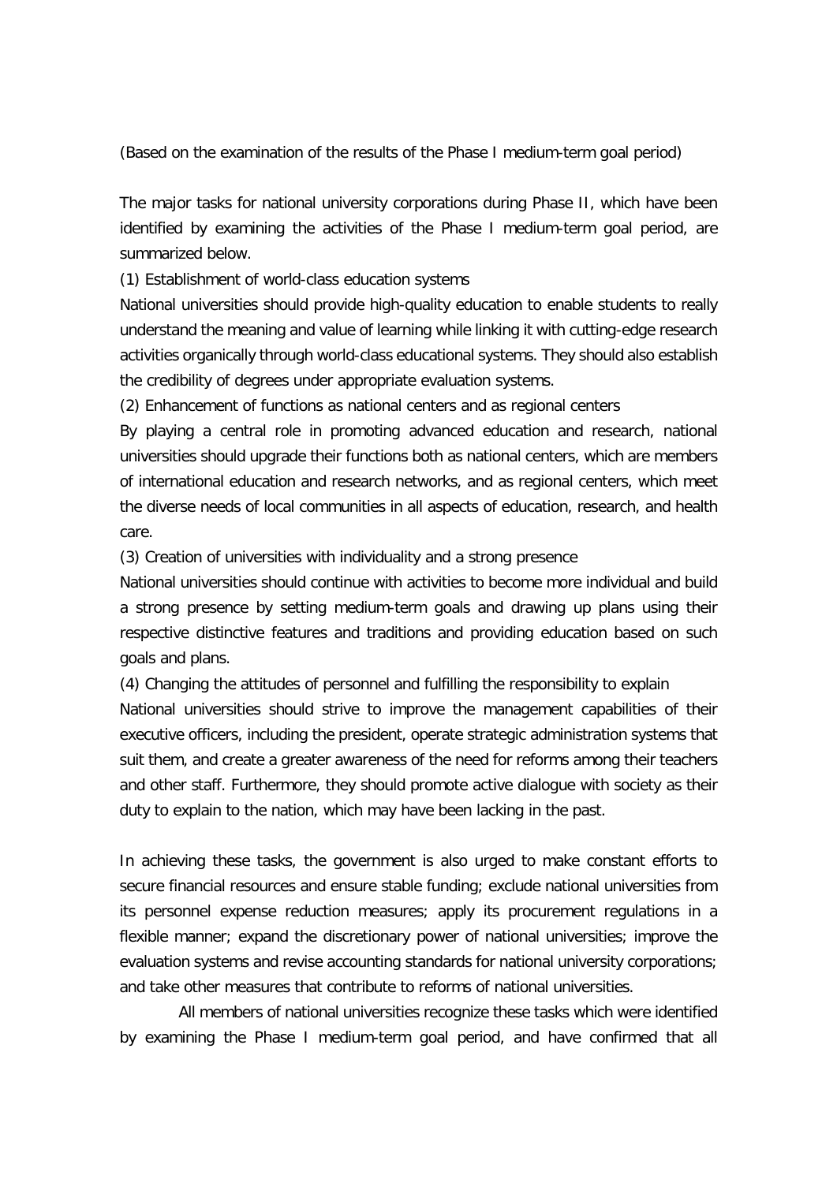(Based on the examination of the results of the Phase I medium-term goal period)

The major tasks for national university corporations during Phase II, which have been identified by examining the activities of the Phase I medium-term goal period, are summarized below.

(1) Establishment of world-class education systems

National universities should provide high-quality education to enable students to really understand the meaning and value of learning while linking it with cutting-edge research activities organically through world-class educational systems. They should also establish the credibility of degrees under appropriate evaluation systems.

(2) Enhancement of functions as national centers and as regional centers

By playing a central role in promoting advanced education and research, national universities should upgrade their functions both as national centers, which are members of international education and research networks, and as regional centers, which meet the diverse needs of local communities in all aspects of education, research, and health care.

(3) Creation of universities with individuality and a strong presence

National universities should continue with activities to become more individual and build a strong presence by setting medium-term goals and drawing up plans using their respective distinctive features and traditions and providing education based on such goals and plans.

(4) Changing the attitudes of personnel and fulfilling the responsibility to explain

National universities should strive to improve the management capabilities of their executive officers, including the president, operate strategic administration systems that suit them, and create a greater awareness of the need for reforms among their teachers and other staff. Furthermore, they should promote active dialogue with society as their duty to explain to the nation, which may have been lacking in the past.

In achieving these tasks, the government is also urged to make constant efforts to secure financial resources and ensure stable funding; exclude national universities from its personnel expense reduction measures; apply its procurement regulations in a flexible manner; expand the discretionary power of national universities; improve the evaluation systems and revise accounting standards for national university corporations; and take other measures that contribute to reforms of national universities.

All members of national universities recognize these tasks which were identified by examining the Phase I medium-term goal period, and have confirmed that all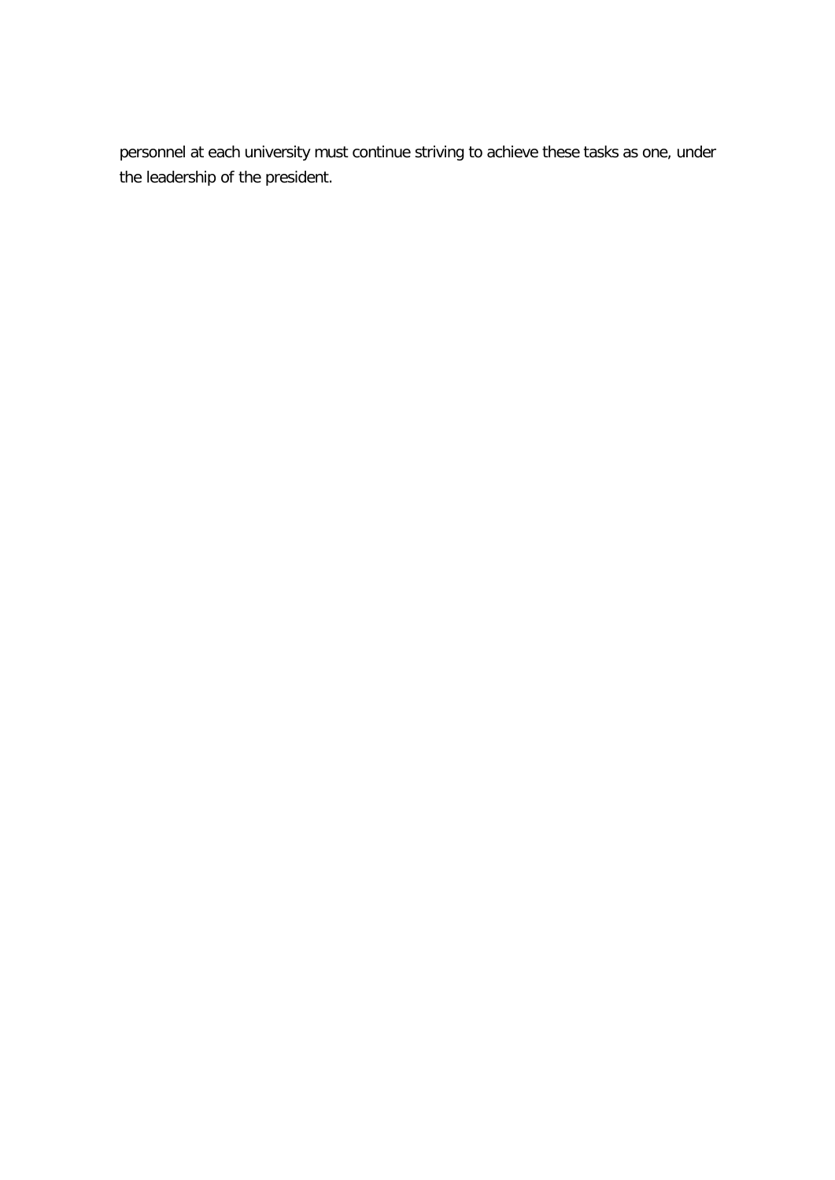personnel at each university must continue striving to achieve these tasks as one, under the leadership of the president.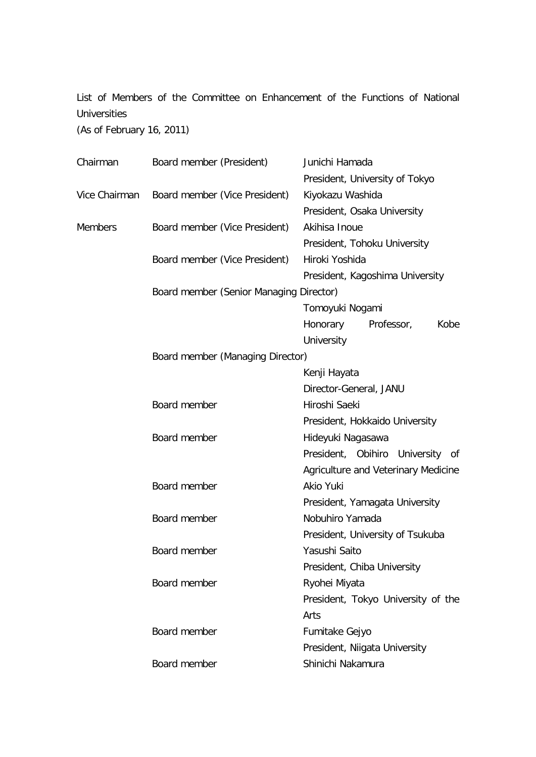List of Members of the Committee on Enhancement of the Functions of National Universities

(As of February 16, 2011)

| | | |
|---|---|---|
| Chairman | Board member (President) | Junichi Hamada<br>President, University of Tokyo |
| Vice Chairman | Board member (Vice President) | Kiyokazu Washida<br>President, Osaka University |
| Members | Board member (Vice President) | Akihisa Inoue<br>President, Tohoku University |
| | Board member (Vice President) | Hiroki Yoshida<br>President, Kagoshima University |
| | Board member (Senior Managing Director) | Tomoyuki Nogami<br>Honorary Professor, Kobe University |
| | Board member (Managing Director) | Kenji Hayata<br>Director-General, JANU |
| | Board member | Hiroshi Saeki<br>President, Hokkaido University |
| | Board member | Hideyuki Nagasawa<br>President, Obihiro University of Agriculture and Veterinary Medicine |
| | Board member | Akio Yuki<br>President, Yamagata University |
| | Board member | Nobuhiro Yamada<br>President, University of Tsukuba |
| | Board member | Yasushi Saito<br>President, Chiba University |
| | Board member | Ryohei Miyata<br>President, Tokyo University of the Arts |
| | Board member | Fumitake Gejyo<br>President, Niigata University |
| | Board member | Shinichi Nakamura |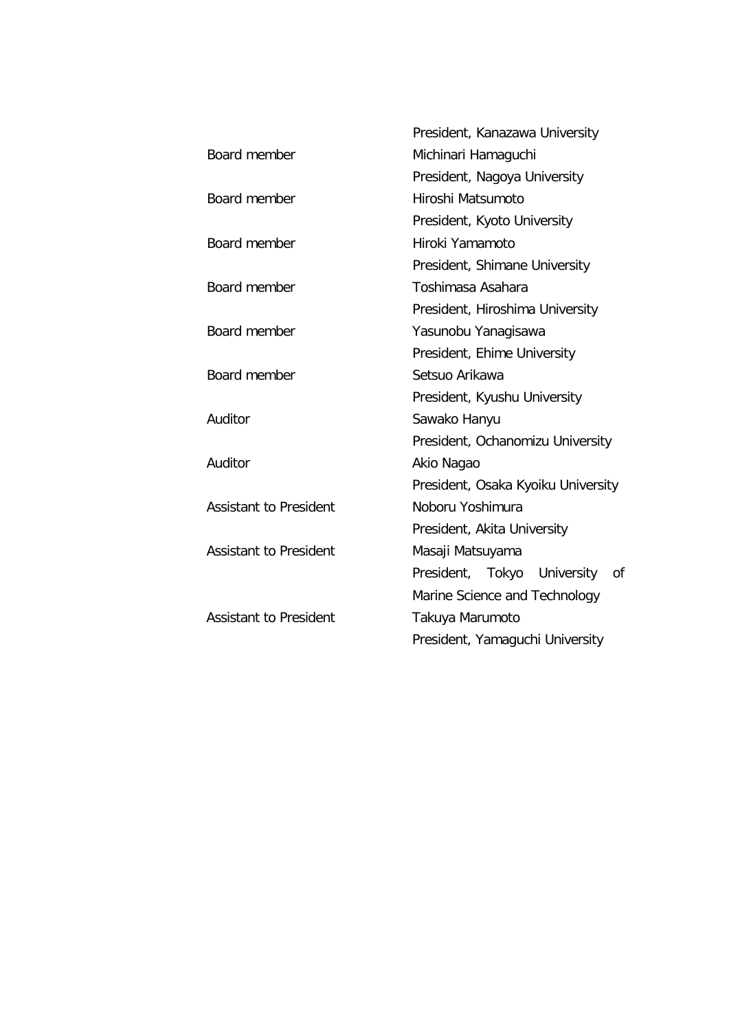| | |
|---|---|
| | President, Kanazawa University |
| Board member | Michinari Hamaguchi |
| | President, Nagoya University |
| Board member | Hiroshi Matsumoto |
| | President, Kyoto University |
| Board member | Hiroki Yamamoto |
| | President, Shimane University |
| Board member | Toshimasa Asahara |
| | President, Hiroshima University |
| Board member | Yasunobu Yanagisawa |
| | President, Ehime University |
| Board member | Setsuo Arikawa |
| | President, Kyushu University |
| Auditor | Sawako Hanyu |
| | President, Ochanomizu University |
| Auditor | Akio Nagao |
| | President, Osaka Kyoiku University |
| Assistant to President | Noboru Yoshimura |
| | President, Akita University |
| Assistant to President | Masaji Matsuyama |
| | President, Tokyo University of Marine Science and Technology |
| Assistant to President | Takuya Marumoto |
| | President, Yamaguchi University |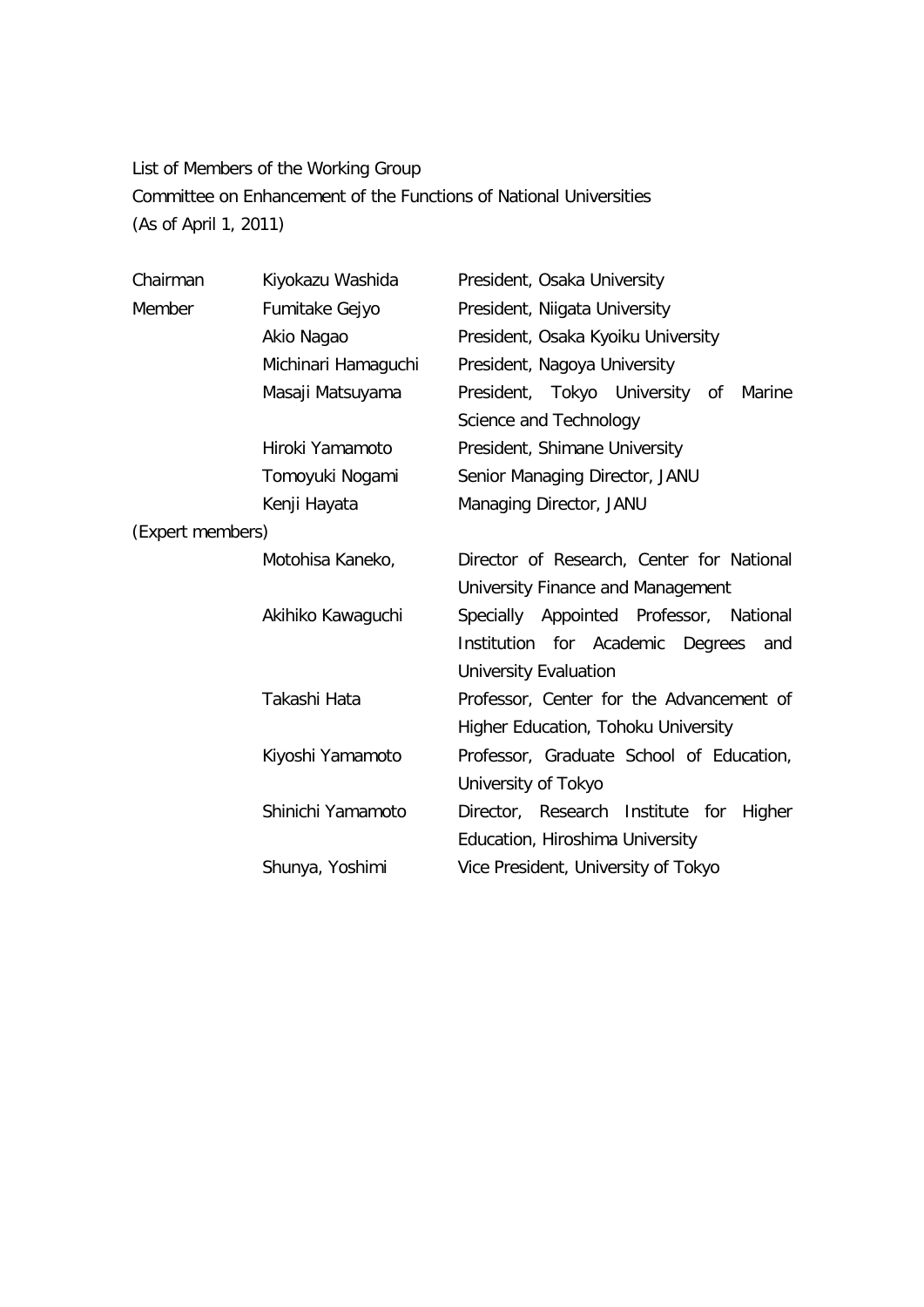List of Members of the Working Group

Committee on Enhancement of the Functions of National Universities

(As of April 1, 2011)

| | | |
|---|---|---|
| Chairman | Kiyokazu Washida | President, Osaka University |
| Member | Fumitake Gejyo | President, Niigata University |
| | Akio Nagao | President, Osaka Kyoiku University |
| | Michinari Hamaguchi | President, Nagoya University |
| | Masaji Matsuyama | President, Tokyo University of Marine Science and Technology |
| | Hiroki Yamamoto | President, Shimane University |
| | Tomoyuki Nogami | Senior Managing Director, JANU |
| | Kenji Hayata | Managing Director, JANU |
| (Expert members) | | |
| | Motohisa Kaneko, | Director of Research, Center for National University Finance and Management |
| | Akihiko Kawaguchi | Specially Appointed Professor, National Institution for Academic Degrees and University Evaluation |
| | Takashi Hata | Professor, Center for the Advancement of Higher Education, Tohoku University |
| | Kiyoshi Yamamoto | Professor, Graduate School of Education, University of Tokyo |
| | Shinichi Yamamoto | Director, Research Institute for Higher Education, Hiroshima University |
| | Shunya, Yoshimi | Vice President, University of Tokyo |